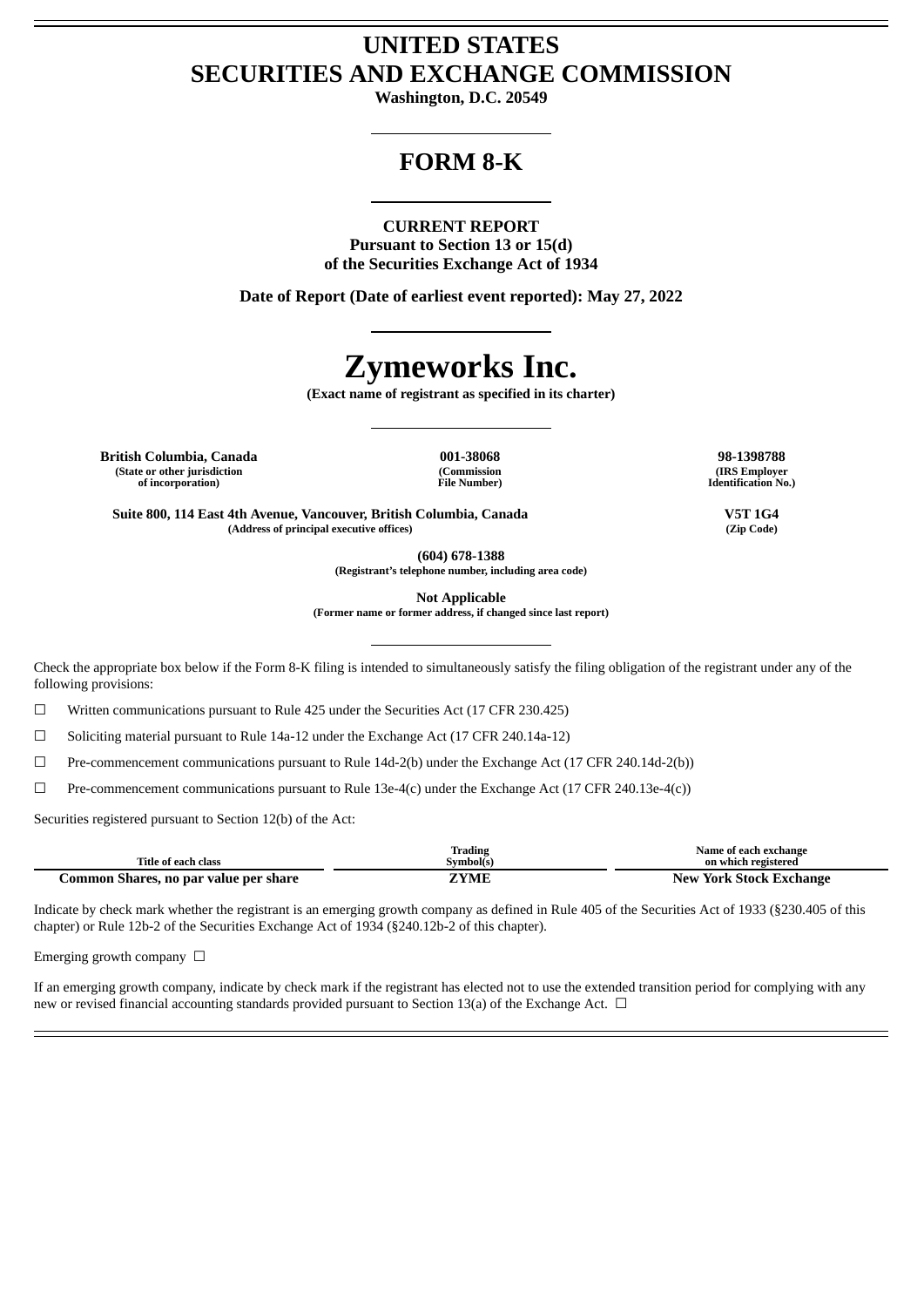# UNITED STATES
# SECURITIES AND EXCHANGE COMMISSION

**Washington, D.C. 20549**

---

## FORM 8-K

---

**CURRENT REPORT**
**Pursuant to Section 13 or 15(d)**
**of the Securities Exchange Act of 1934**

**Date of Report (Date of earliest event reported): May 27, 2022**

---

# Zymeworks Inc.

**(Exact name of registrant as specified in its charter)**

---

| British Columbia, Canada | 001-38068 | 98-1398788 |
|---|---|---|
| (State or other jurisdiction of incorporation) | (Commission File Number) | (IRS Employer Identification No.) |

| Suite 800, 114 East 4th Avenue, Vancouver, British Columbia, Canada | V5T 1G4 |
|---|---|
| (Address of principal executive offices) | (Zip Code) |

**(604) 678-1388**
**(Registrant's telephone number, including area code)**

**Not Applicable**
**(Former name or former address, if changed since last report)**

---

Check the appropriate box below if the Form 8-K filing is intended to simultaneously satisfy the filing obligation of the registrant under any of the following provisions:

☐ Written communications pursuant to Rule 425 under the Securities Act (17 CFR 230.425)

☐ Soliciting material pursuant to Rule 14a-12 under the Exchange Act (17 CFR 240.14a-12)

☐ Pre-commencement communications pursuant to Rule 14d-2(b) under the Exchange Act (17 CFR 240.14d-2(b))

☐ Pre-commencement communications pursuant to Rule 13e-4(c) under the Exchange Act (17 CFR 240.13e-4(c))

Securities registered pursuant to Section 12(b) of the Act:

| Title of each class | Trading Symbol(s) | Name of each exchange on which registered |
|---|---|---|
| **Common Shares, no par value per share** | **ZYME** | **New York Stock Exchange** |

Indicate by check mark whether the registrant is an emerging growth company as defined in Rule 405 of the Securities Act of 1933 (§230.405 of this chapter) or Rule 12b-2 of the Securities Exchange Act of 1934 (§240.12b-2 of this chapter).

Emerging growth company ☐

If an emerging growth company, indicate by check mark if the registrant has elected not to use the extended transition period for complying with any new or revised financial accounting standards provided pursuant to Section 13(a) of the Exchange Act. ☐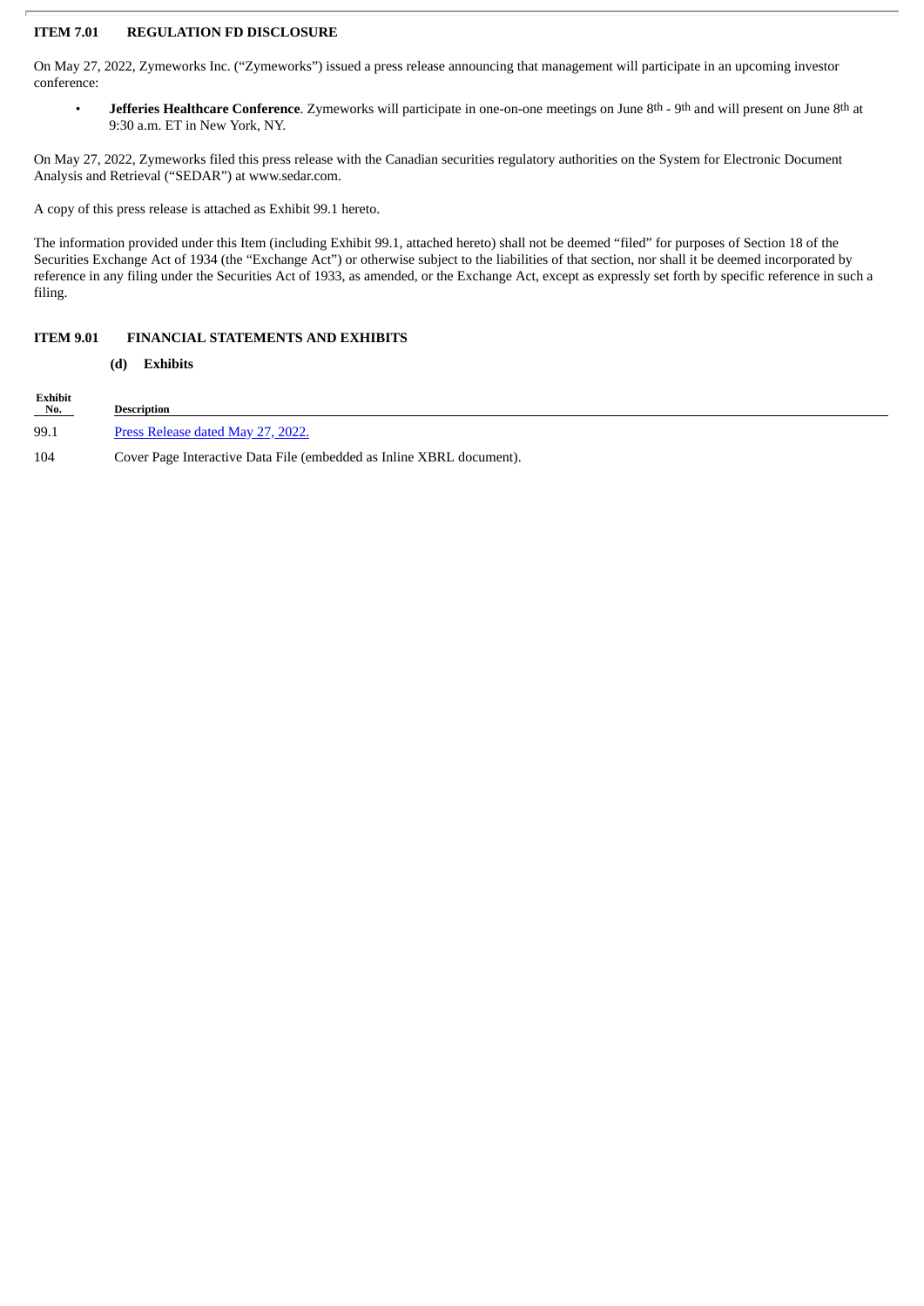**ITEM 7.01 REGULATION FD DISCLOSURE**

On May 27, 2022, Zymeworks Inc. ("Zymeworks") issued a press release announcing that management will participate in an upcoming investor conference:

- **Jefferies Healthcare Conference**. Zymeworks will participate in one-on-one meetings on June 8th - 9th and will present on June 8th at 9:30 a.m. ET in New York, NY.

On May 27, 2022, Zymeworks filed this press release with the Canadian securities regulatory authorities on the System for Electronic Document Analysis and Retrieval ("SEDAR") at www.sedar.com.

A copy of this press release is attached as Exhibit 99.1 hereto.

The information provided under this Item (including Exhibit 99.1, attached hereto) shall not be deemed "filed" for purposes of Section 18 of the Securities Exchange Act of 1934 (the "Exchange Act") or otherwise subject to the liabilities of that section, nor shall it be deemed incorporated by reference in any filing under the Securities Act of 1933, as amended, or the Exchange Act, except as expressly set forth by specific reference in such a filing.

**ITEM 9.01 FINANCIAL STATEMENTS AND EXHIBITS**

**(d) Exhibits**

| Exhibit No. | Description |
|---|---|
| 99.1 | Press Release dated May 27, 2022. |
| 104 | Cover Page Interactive Data File (embedded as Inline XBRL document). |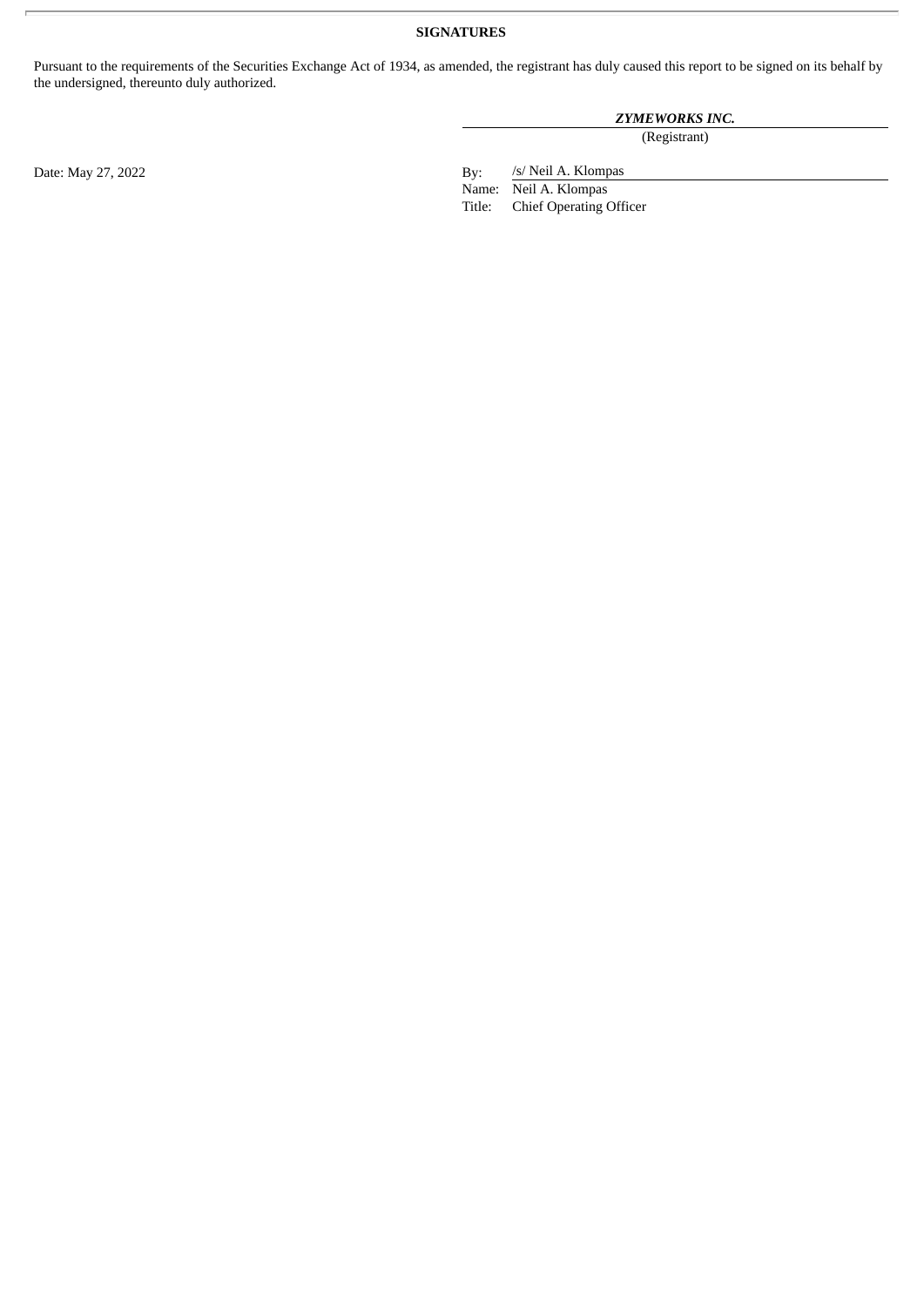**SIGNATURES**

Pursuant to the requirements of the Securities Exchange Act of 1934, as amended, the registrant has duly caused this report to be signed on its behalf by the undersigned, thereunto duly authorized.

***ZYMEWORKS INC.***
(Registrant)

Date: May 27, 2022

By: /s/ Neil A. Klompas
Name: Neil A. Klompas
Title: Chief Operating Officer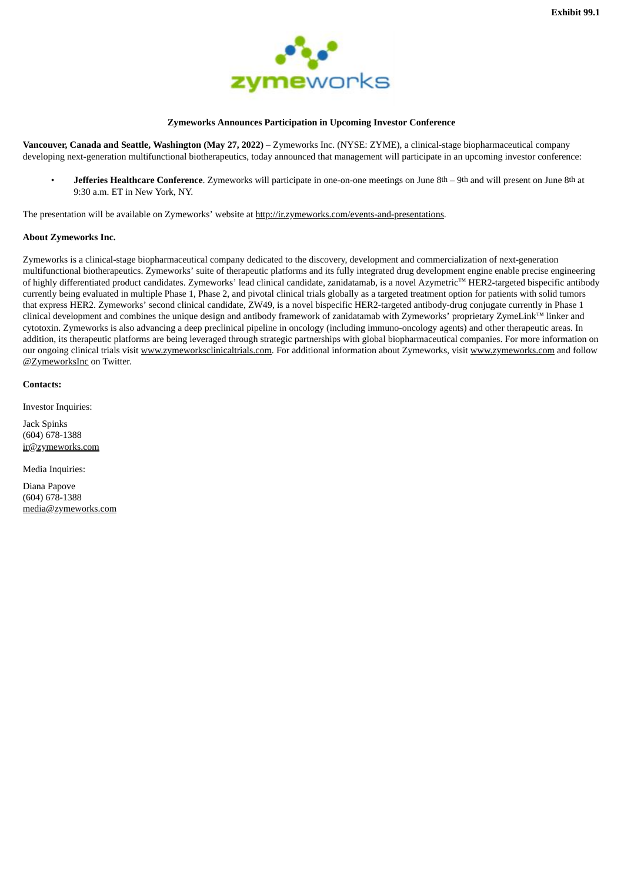Exhibit 99.1

**Zymeworks Announces Participation in Upcoming Investor Conference**

**Vancouver, Canada and Seattle, Washington (May 27, 2022)** – Zymeworks Inc. (NYSE: ZYME), a clinical-stage biopharmaceutical company developing next-generation multifunctional biotherapeutics, today announced that management will participate in an upcoming investor conference:

- **Jefferies Healthcare Conference**. Zymeworks will participate in one-on-one meetings on June 8th – 9th and will present on June 8th at 9:30 a.m. ET in New York, NY.

The presentation will be available on Zymeworks' website at http://ir.zymeworks.com/events-and-presentations.

**About Zymeworks Inc.**

Zymeworks is a clinical-stage biopharmaceutical company dedicated to the discovery, development and commercialization of next-generation multifunctional biotherapeutics. Zymeworks' suite of therapeutic platforms and its fully integrated drug development engine enable precise engineering of highly differentiated product candidates. Zymeworks' lead clinical candidate, zanidatamab, is a novel Azymetric™ HER2-targeted bispecific antibody currently being evaluated in multiple Phase 1, Phase 2, and pivotal clinical trials globally as a targeted treatment option for patients with solid tumors that express HER2. Zymeworks' second clinical candidate, ZW49, is a novel bispecific HER2-targeted antibody-drug conjugate currently in Phase 1 clinical development and combines the unique design and antibody framework of zanidatamab with Zymeworks' proprietary ZymeLink™ linker and cytotoxin. Zymeworks is also advancing a deep preclinical pipeline in oncology (including immuno-oncology agents) and other therapeutic areas. In addition, its therapeutic platforms are being leveraged through strategic partnerships with global biopharmaceutical companies. For more information on our ongoing clinical trials visit www.zymeworksclinicaltrials.com. For additional information about Zymeworks, visit www.zymeworks.com and follow @ZymeworksInc on Twitter.

**Contacts:**

Investor Inquiries:

Jack Spinks
(604) 678-1388
ir@zymeworks.com

Media Inquiries:

Diana Papove
(604) 678-1388
media@zymeworks.com